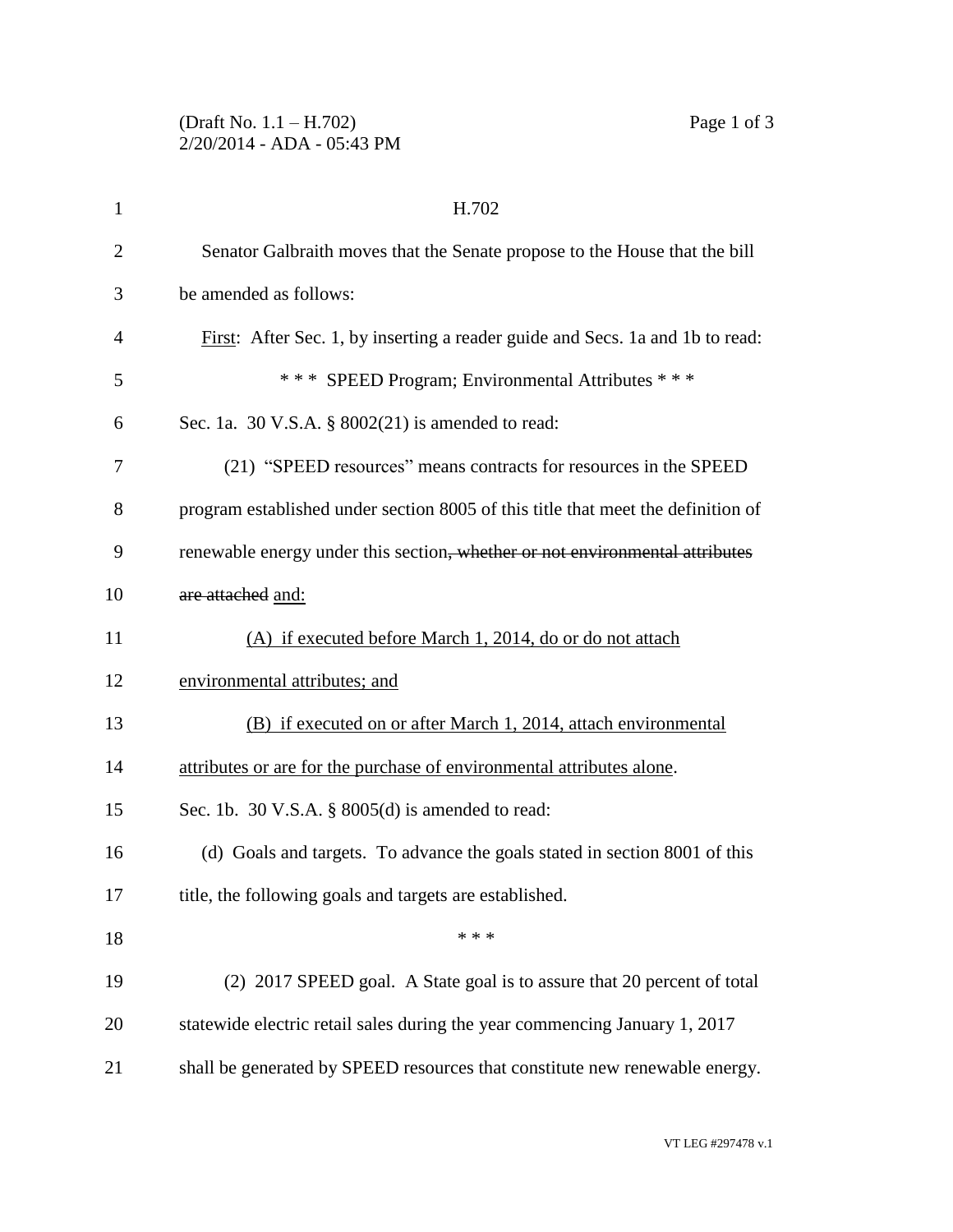H.702

Senator Galbraith moves that the Senate propose to the House that the bill be amended as follows:

First: After Sec. 1, by inserting a reader guide and Secs. 1a and 1b to read:

\* \* \* SPEED Program; Environmental Attributes \* \* \*

Sec. 1a. 30 V.S.A. § 8002(21) is amended to read:

(21) "SPEED resources" means contracts for resources in the SPEED program established under section 8005 of this title that meet the definition of renewable energy under this section~~, whether or not environmental attributes are attached~~ and:

(A) if executed before March 1, 2014, do or do not attach environmental attributes; and

(B) if executed on or after March 1, 2014, attach environmental attributes or are for the purchase of environmental attributes alone.

Sec. 1b. 30 V.S.A. § 8005(d) is amended to read:

(d) Goals and targets. To advance the goals stated in section 8001 of this title, the following goals and targets are established.

\* \* \*

(2) 2017 SPEED goal. A State goal is to assure that 20 percent of total statewide electric retail sales during the year commencing January 1, 2017 shall be generated by SPEED resources that constitute new renewable energy.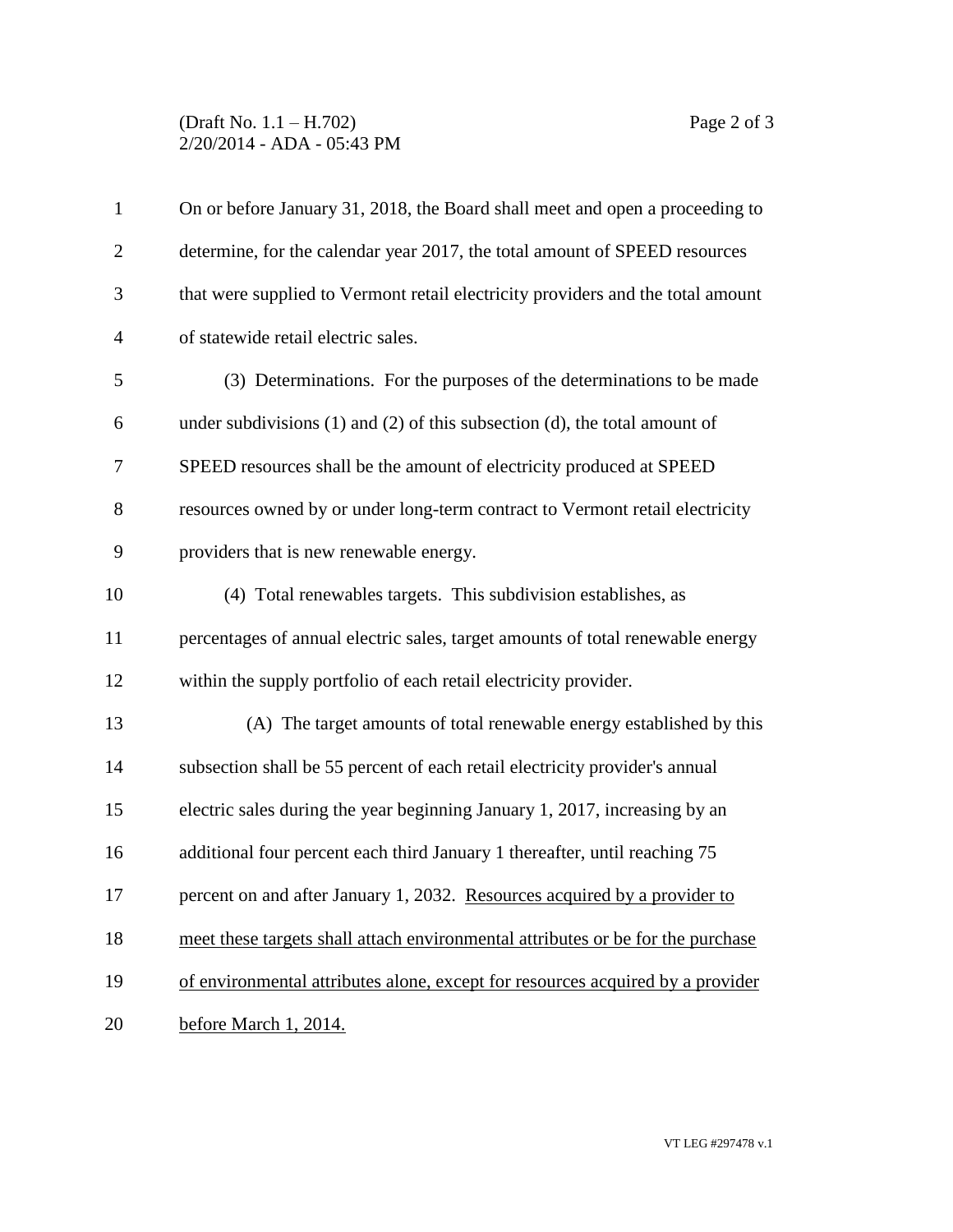On or before January 31, 2018, the Board shall meet and open a proceeding to determine, for the calendar year 2017, the total amount of SPEED resources that were supplied to Vermont retail electricity providers and the total amount of statewide retail electric sales.

(3) Determinations. For the purposes of the determinations to be made under subdivisions (1) and (2) of this subsection (d), the total amount of SPEED resources shall be the amount of electricity produced at SPEED resources owned by or under long-term contract to Vermont retail electricity providers that is new renewable energy.

(4) Total renewables targets. This subdivision establishes, as percentages of annual electric sales, target amounts of total renewable energy within the supply portfolio of each retail electricity provider.

(A) The target amounts of total renewable energy established by this subsection shall be 55 percent of each retail electricity provider's annual electric sales during the year beginning January 1, 2017, increasing by an additional four percent each third January 1 thereafter, until reaching 75 percent on and after January 1, 2032. <u>Resources acquired by a provider to meet these targets shall attach environmental attributes or be for the purchase of environmental attributes alone, except for resources acquired by a provider before March 1, 2014.</u>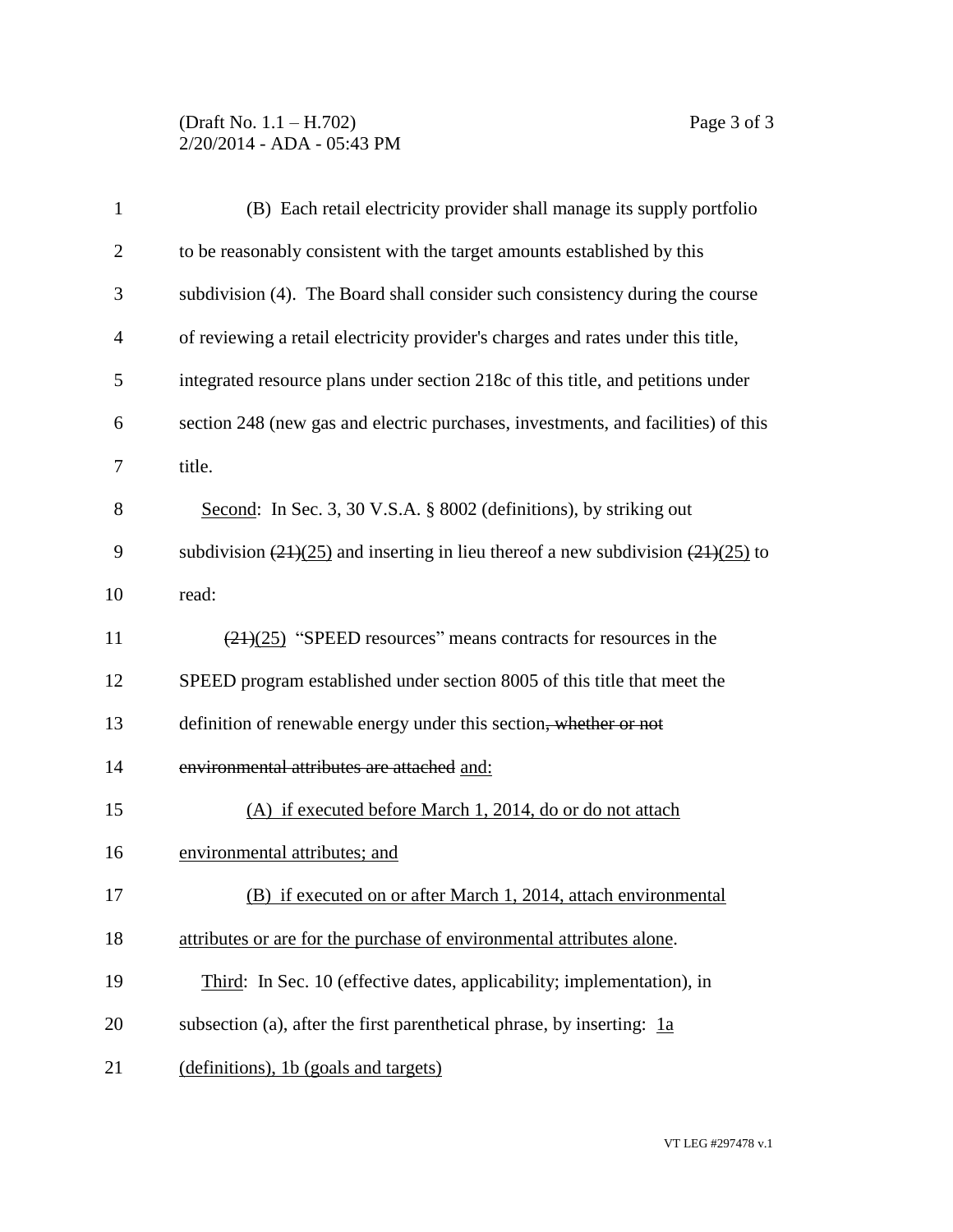(B) Each retail electricity provider shall manage its supply portfolio to be reasonably consistent with the target amounts established by this subdivision (4). The Board shall consider such consistency during the course of reviewing a retail electricity provider's charges and rates under this title, integrated resource plans under section 218c of this title, and petitions under section 248 (new gas and electric purchases, investments, and facilities) of this title.

Second: In Sec. 3, 30 V.S.A. § 8002 (definitions), by striking out subdivision ~~(21)~~(25) and inserting in lieu thereof a new subdivision ~~(21)~~(25) to read:

~~(21)~~(25) "SPEED resources" means contracts for resources in the SPEED program established under section 8005 of this title that meet the definition of renewable energy under this section~~, whether or not environmental attributes are attached~~ and:

(A) if executed before March 1, 2014, do or do not attach environmental attributes; and

(B) if executed on or after March 1, 2014, attach environmental attributes or are for the purchase of environmental attributes alone.

Third: In Sec. 10 (effective dates, applicability; implementation), in subsection (a), after the first parenthetical phrase, by inserting: 1a (definitions), 1b (goals and targets)